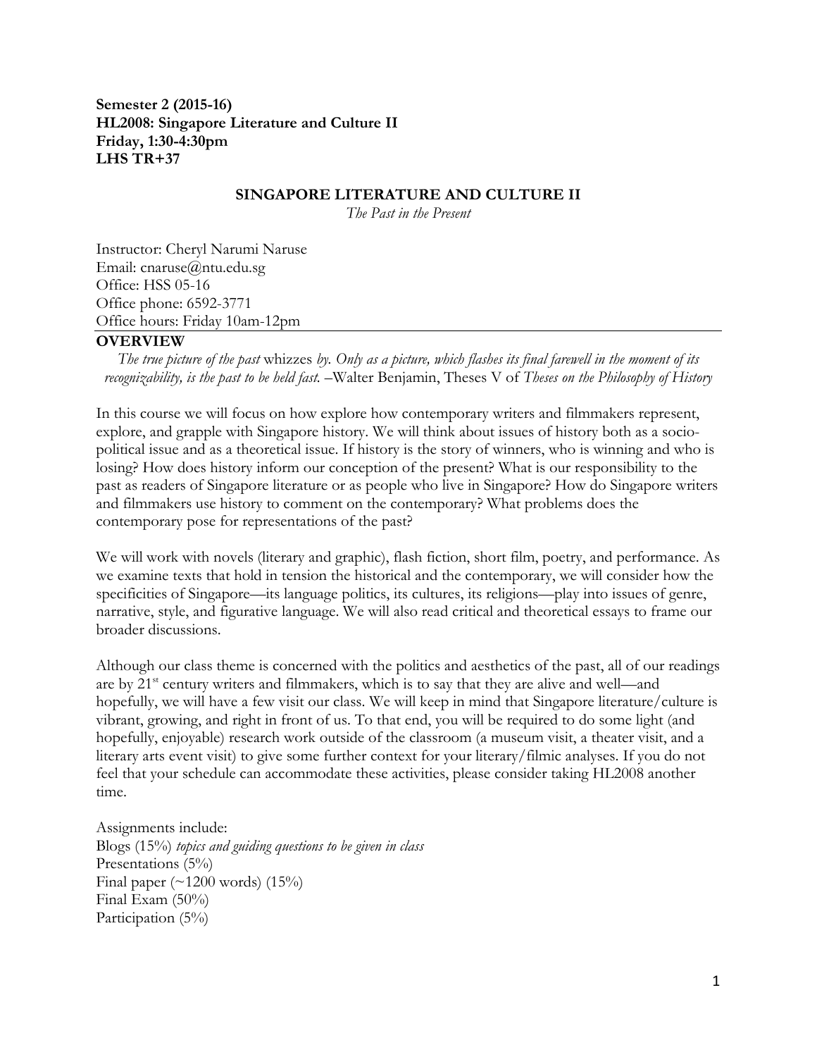**Semester 2 (2015-16)**
**HL2008: Singapore Literature and Culture II**
**Friday, 1:30-4:30pm**
**LHS TR+37**

## SINGAPORE LITERATURE AND CULTURE II

*The Past in the Present*

Instructor: Cheryl Narumi Naruse
Email: cnaruse@ntu.edu.sg
Office: HSS 05-16
Office phone: 6592-3771
Office hours: Friday 10am-12pm

### OVERVIEW

*The true picture of the past* whizzes *by. Only as a picture, which flashes its final farewell in the moment of its recognizability, is the past to be held fast.* –Walter Benjamin, Theses V of *Theses on the Philosophy of History*

In this course we will focus on how explore how contemporary writers and filmmakers represent, explore, and grapple with Singapore history. We will think about issues of history both as a socio-political issue and as a theoretical issue. If history is the story of winners, who is winning and who is losing? How does history inform our conception of the present? What is our responsibility to the past as readers of Singapore literature or as people who live in Singapore? How do Singapore writers and filmmakers use history to comment on the contemporary? What problems does the contemporary pose for representations of the past?

We will work with novels (literary and graphic), flash fiction, short film, poetry, and performance. As we examine texts that hold in tension the historical and the contemporary, we will consider how the specificities of Singapore—its language politics, its cultures, its religions—play into issues of genre, narrative, style, and figurative language. We will also read critical and theoretical essays to frame our broader discussions.

Although our class theme is concerned with the politics and aesthetics of the past, all of our readings are by 21st century writers and filmmakers, which is to say that they are alive and well—and hopefully, we will have a few visit our class. We will keep in mind that Singapore literature/culture is vibrant, growing, and right in front of us. To that end, you will be required to do some light (and hopefully, enjoyable) research work outside of the classroom (a museum visit, a theater visit, and a literary arts event visit) to give some further context for your literary/filmic analyses. If you do not feel that your schedule can accommodate these activities, please consider taking HL2008 another time.

Assignments include:
Blogs (15%) *topics and guiding questions to be given in class*
Presentations (5%)
Final paper (~1200 words) (15%)
Final Exam (50%)
Participation (5%)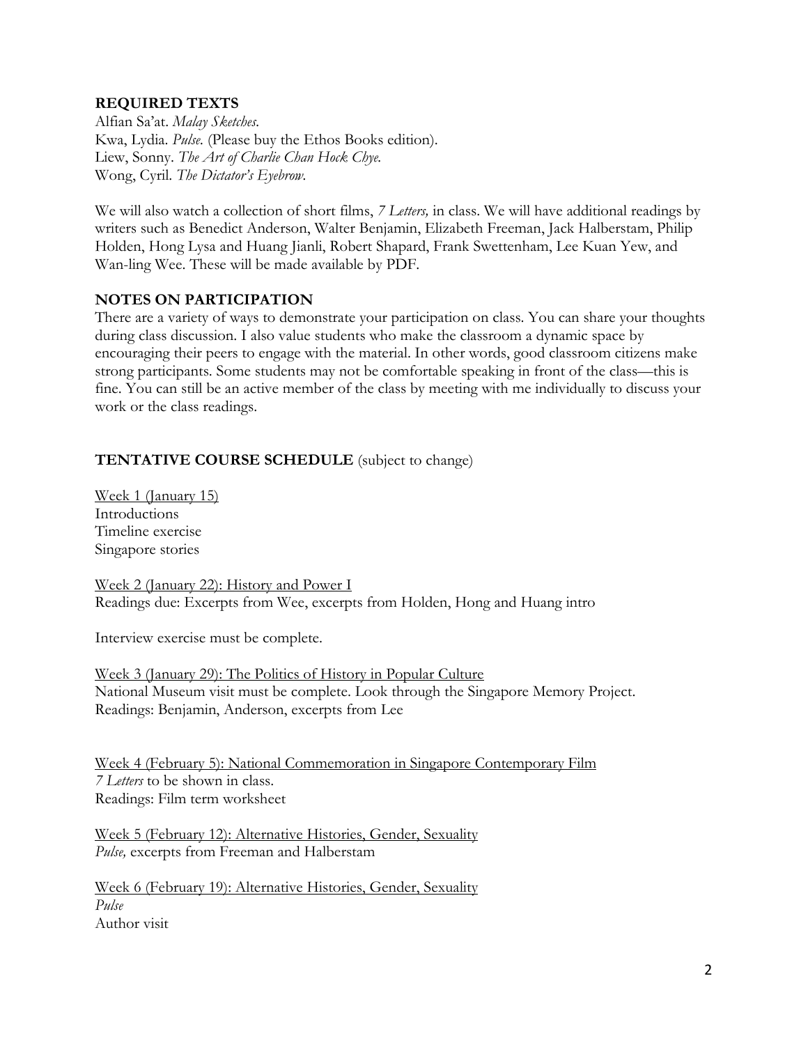## REQUIRED TEXTS

Alfian Sa'at. *Malay Sketches.*
Kwa, Lydia. *Pulse.* (Please buy the Ethos Books edition).
Liew, Sonny. *The Art of Charlie Chan Hock Chye.*
Wong, Cyril. *The Dictator's Eyebrow.*

We will also watch a collection of short films, *7 Letters,* in class. We will have additional readings by writers such as Benedict Anderson, Walter Benjamin, Elizabeth Freeman, Jack Halberstam, Philip Holden, Hong Lysa and Huang Jianli, Robert Shapard, Frank Swettenham, Lee Kuan Yew, and Wan-ling Wee. These will be made available by PDF.

## NOTES ON PARTICIPATION

There are a variety of ways to demonstrate your participation on class. You can share your thoughts during class discussion. I also value students who make the classroom a dynamic space by encouraging their peers to engage with the material. In other words, good classroom citizens make strong participants. Some students may not be comfortable speaking in front of the class—this is fine. You can still be an active member of the class by meeting with me individually to discuss your work or the class readings.

## TENTATIVE COURSE SCHEDULE (subject to change)

<u>Week 1 (January 15)</u>
Introductions
Timeline exercise
Singapore stories

<u>Week 2 (January 22): History and Power I</u>
Readings due: Excerpts from Wee, excerpts from Holden, Hong and Huang intro

Interview exercise must be complete.

<u>Week 3 (January 29): The Politics of History in Popular Culture</u>
National Museum visit must be complete. Look through the Singapore Memory Project.
Readings: Benjamin, Anderson, excerpts from Lee

<u>Week 4 (February 5): National Commemoration in Singapore Contemporary Film</u>
*7 Letters* to be shown in class.
Readings: Film term worksheet

<u>Week 5 (February 12): Alternative Histories, Gender, Sexuality</u>
*Pulse,* excerpts from Freeman and Halberstam

<u>Week 6 (February 19): Alternative Histories, Gender, Sexuality</u>
*Pulse*
Author visit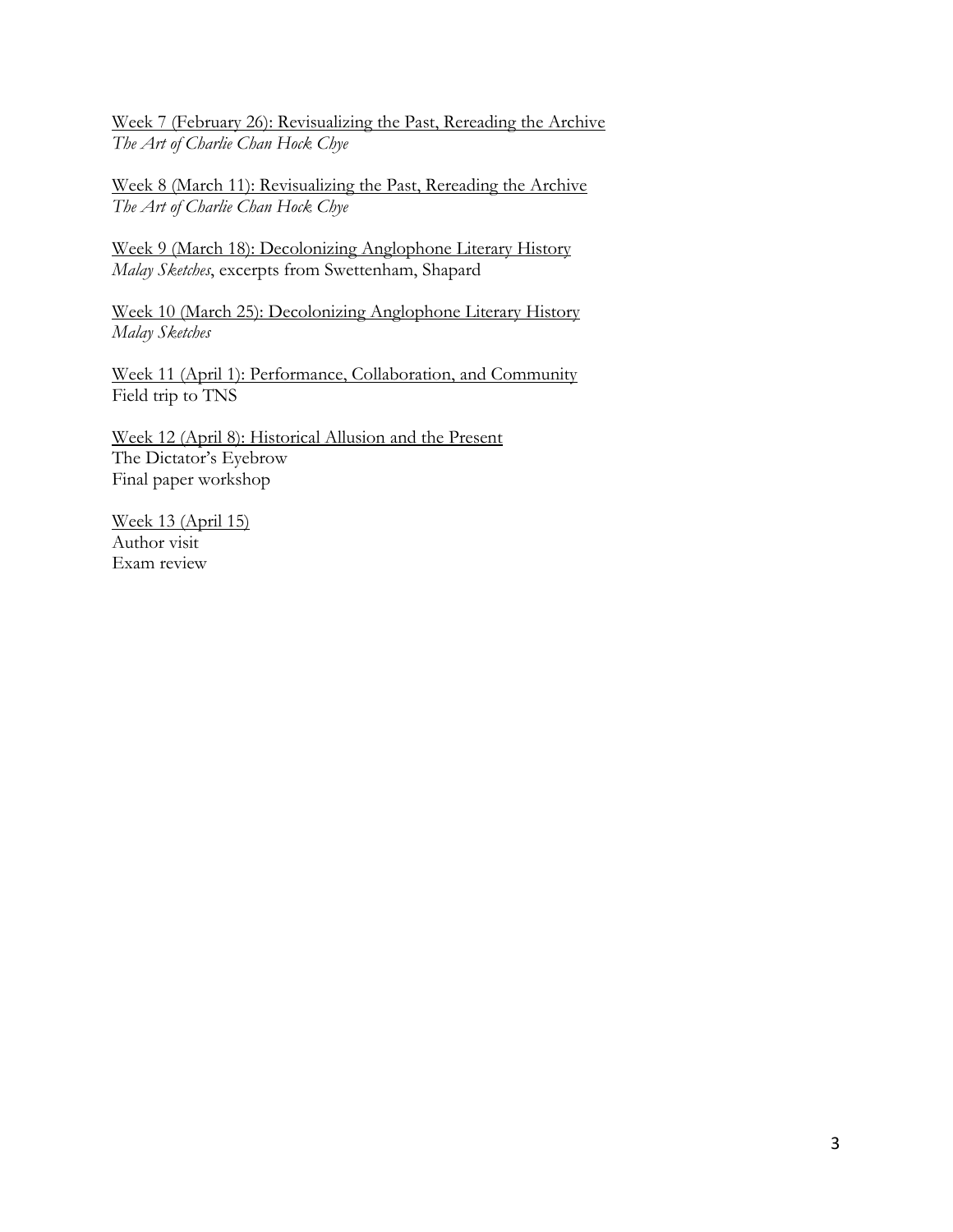Week 7 (February 26): Revisualizing the Past, Rereading the Archive
*The Art of Charlie Chan Hock Chye*

Week 8 (March 11): Revisualizing the Past, Rereading the Archive
*The Art of Charlie Chan Hock Chye*

Week 9 (March 18): Decolonizing Anglophone Literary History
*Malay Sketches*, excerpts from Swettenham, Shapard

Week 10 (March 25): Decolonizing Anglophone Literary History
*Malay Sketches*

Week 11 (April 1): Performance, Collaboration, and Community
Field trip to TNS

Week 12 (April 8): Historical Allusion and the Present
The Dictator's Eyebrow
Final paper workshop

Week 13 (April 15)
Author visit
Exam review